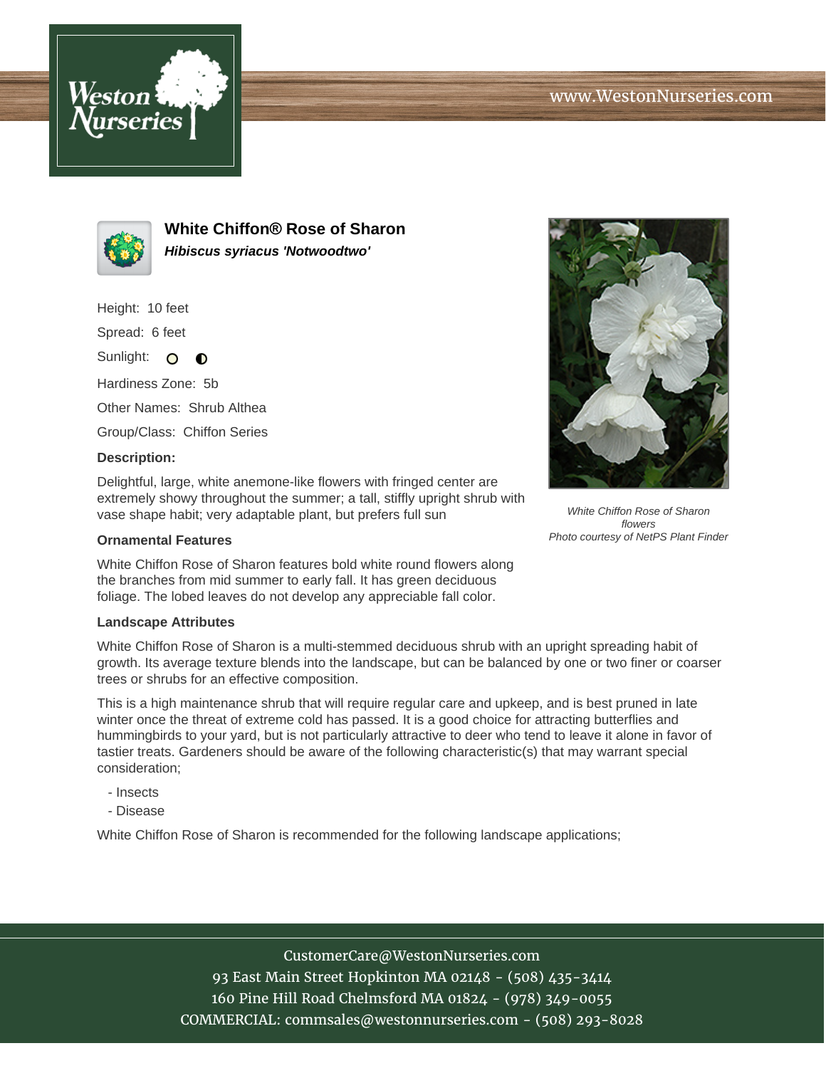# White Chiffon® Rose of Sharon

***Hibiscus syriacus 'Notwoodtwo'***

Height: 10 feet

Spread: 6 feet

Sunlight:

Hardiness Zone: 5b

Other Names: Shrub Althea

Group/Class: Chiffon Series

**Description:**

Delightful, large, white anemone-like flowers with fringed center are extremely showy throughout the summer; a tall, stiffly upright shrub with vase shape habit; very adaptable plant, but prefers full sun

*White Chiffon Rose of Sharon flowers*
*Photo courtesy of NetPS Plant Finder*

**Ornamental Features**

White Chiffon Rose of Sharon features bold white round flowers along the branches from mid summer to early fall. It has green deciduous foliage. The lobed leaves do not develop any appreciable fall color.

**Landscape Attributes**

White Chiffon Rose of Sharon is a multi-stemmed deciduous shrub with an upright spreading habit of growth. Its average texture blends into the landscape, but can be balanced by one or two finer or coarser trees or shrubs for an effective composition.

This is a high maintenance shrub that will require regular care and upkeep, and is best pruned in late winter once the threat of extreme cold has passed. It is a good choice for attracting butterflies and hummingbirds to your yard, but is not particularly attractive to deer who tend to leave it alone in favor of tastier treats. Gardeners should be aware of the following characteristic(s) that may warrant special consideration;

- Insects
- Disease

White Chiffon Rose of Sharon is recommended for the following landscape applications;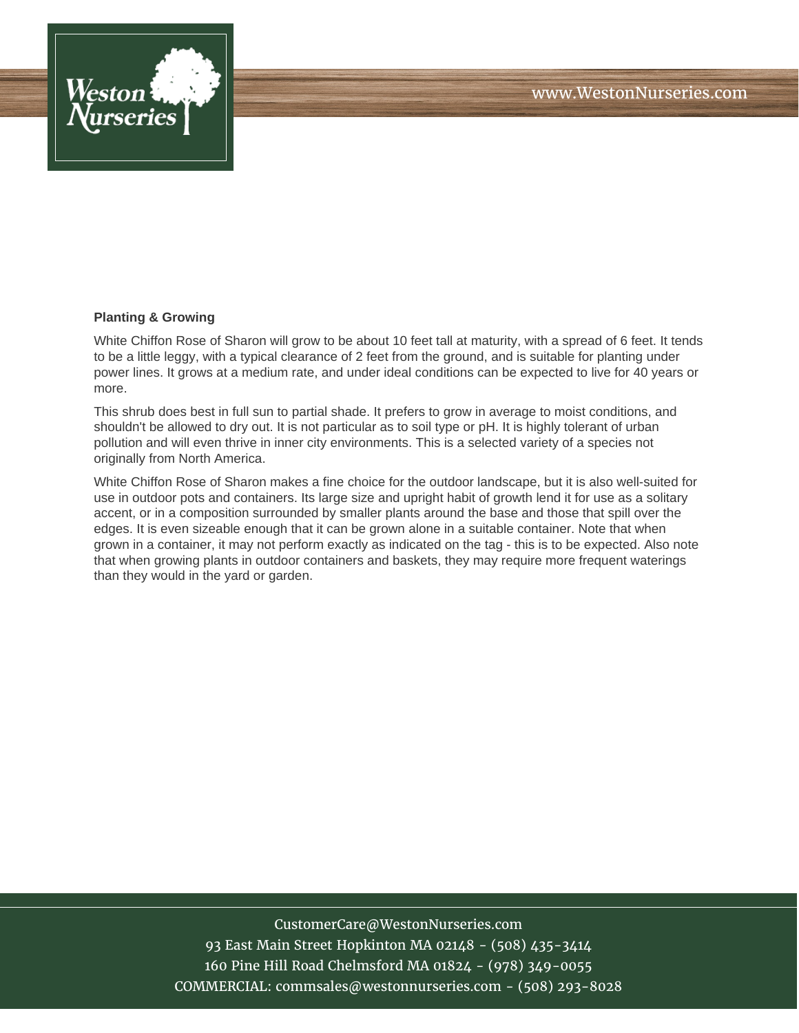**Planting & Growing**

White Chiffon Rose of Sharon will grow to be about 10 feet tall at maturity, with a spread of 6 feet. It tends to be a little leggy, with a typical clearance of 2 feet from the ground, and is suitable for planting under power lines. It grows at a medium rate, and under ideal conditions can be expected to live for 40 years or more.

This shrub does best in full sun to partial shade. It prefers to grow in average to moist conditions, and shouldn't be allowed to dry out. It is not particular as to soil type or pH. It is highly tolerant of urban pollution and will even thrive in inner city environments. This is a selected variety of a species not originally from North America.

White Chiffon Rose of Sharon makes a fine choice for the outdoor landscape, but it is also well-suited for use in outdoor pots and containers. Its large size and upright habit of growth lend it for use as a solitary accent, or in a composition surrounded by smaller plants around the base and those that spill over the edges. It is even sizeable enough that it can be grown alone in a suitable container. Note that when grown in a container, it may not perform exactly as indicated on the tag - this is to be expected. Also note that when growing plants in outdoor containers and baskets, they may require more frequent waterings than they would in the yard or garden.